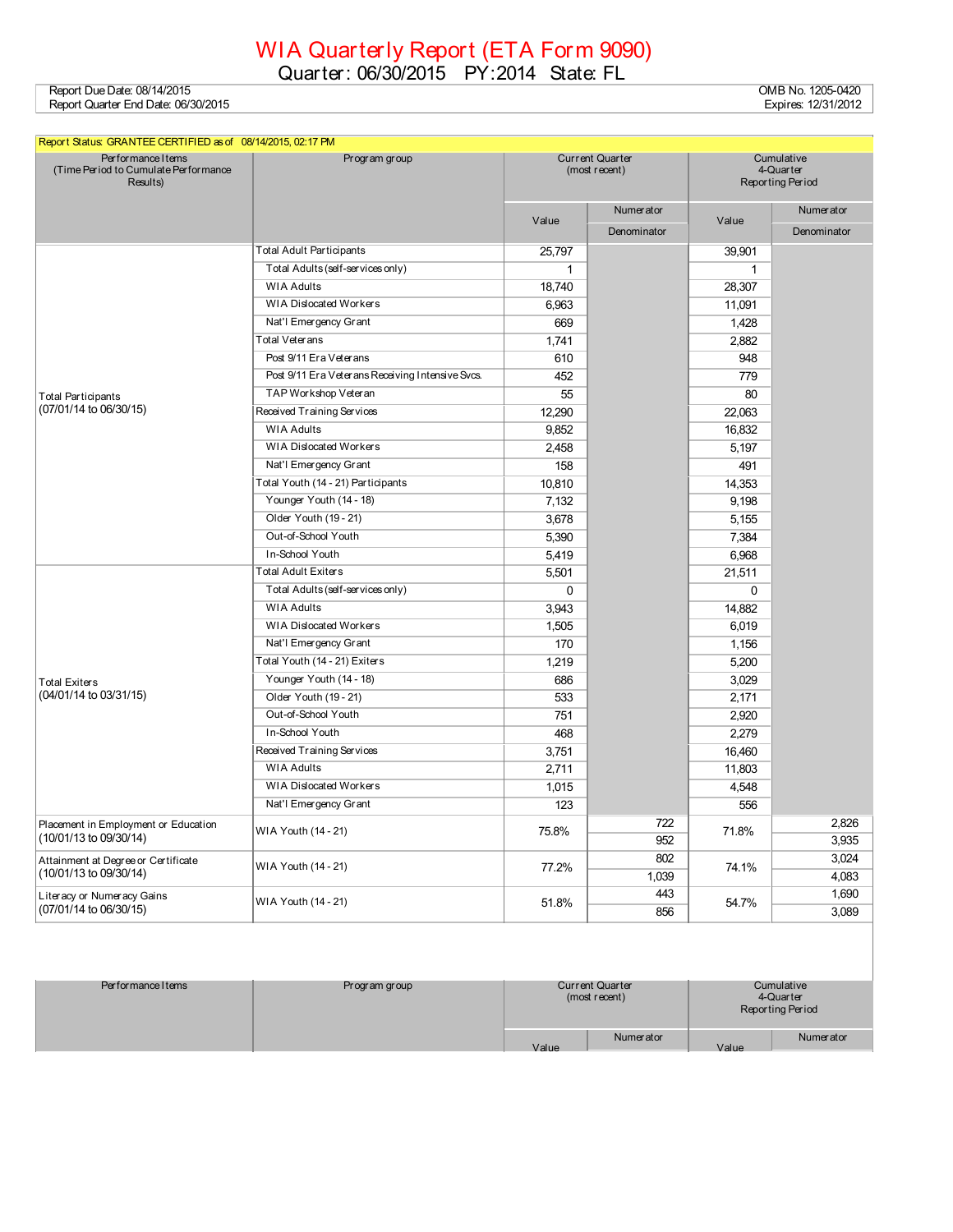# WIA Quarterly Report (ETA Form 9090)

## Quarter: 06/30/2015 PY:2014 State: FL

Report Due Date: 08/14/2015
Report Quarter End Date: 06/30/2015

OMB No. 1205-0420
Expires: 12/31/2012

Report Status: GRANTEE CERTIFIED as of 08/14/2015, 02:17 PM

| Performance Items (Time Period to Cumulate Performance Results) | Program group | Current Quarter (most recent) Value | Current Quarter Numerator / Denominator | Cumulative 4-Quarter Reporting Period Value | Cumulative 4-Quarter Reporting Period Numerator / Denominator |
|---|---|---|---|---|---|
| Total Participants (07/01/14 to 06/30/15) | Total Adult Participants | 25,797 | | 39,901 | |
| | Total Adults (self-services only) | 1 | | 1 | |
| | WIA Adults | 18,740 | | 28,307 | |
| | WIA Dislocated Workers | 6,963 | | 11,091 | |
| | Nat'l Emergency Grant | 669 | | 1,428 | |
| | Total Veterans | 1,741 | | 2,882 | |
| | Post 9/11 Era Veterans | 610 | | 948 | |
| | Post 9/11 Era Veterans Receiving Intensive Svcs. | 452 | | 779 | |
| | TAP Workshop Veteran | 55 | | 80 | |
| | Received Training Services | 12,290 | | 22,063 | |
| | WIA Adults | 9,852 | | 16,832 | |
| | WIA Dislocated Workers | 2,458 | | 5,197 | |
| | Nat'l Emergency Grant | 158 | | 491 | |
| | Total Youth (14 - 21) Participants | 10,810 | | 14,353 | |
| | Younger Youth (14 - 18) | 7,132 | | 9,198 | |
| | Older Youth (19 - 21) | 3,678 | | 5,155 | |
| | Out-of-School Youth | 5,390 | | 7,384 | |
| | In-School Youth | 5,419 | | 6,968 | |
| Total Exiters (04/01/14 to 03/31/15) | Total Adult Exiters | 5,501 | | 21,511 | |
| | Total Adults (self-services only) | 0 | | 0 | |
| | WIA Adults | 3,943 | | 14,882 | |
| | WIA Dislocated Workers | 1,505 | | 6,019 | |
| | Nat'l Emergency Grant | 170 | | 1,156 | |
| | Total Youth (14 - 21) Exiters | 1,219 | | 5,200 | |
| | Younger Youth (14 - 18) | 686 | | 3,029 | |
| | Older Youth (19 - 21) | 533 | | 2,171 | |
| | Out-of-School Youth | 751 | | 2,920 | |
| | In-School Youth | 468 | | 2,279 | |
| | Received Training Services | 3,751 | | 16,460 | |
| | WIA Adults | 2,711 | | 11,803 | |
| | WIA Dislocated Workers | 1,015 | | 4,548 | |
| | Nat'l Emergency Grant | 123 | | 556 | |
| Placement in Employment or Education (10/01/13 to 09/30/14) | WIA Youth (14 - 21) | 75.8% | 722 | 71.8% | 2,826 |
| | | | 952 | | 3,935 |
| Attainment at Degree or Certificate (10/01/13 to 09/30/14) | WIA Youth (14 - 21) | 77.2% | 802 | 74.1% | 3,024 |
| | | | 1,039 | | 4,083 |
| Literacy or Numeracy Gains (07/01/14 to 06/30/15) | WIA Youth (14 - 21) | 51.8% | 443 | 54.7% | 1,690 |
| | | | 856 | | 3,089 |

| Performance Items | Program group | Current Quarter (most recent) Value | Numerator | Cumulative 4-Quarter Reporting Period Value | Numerator |
|---|---|---|---|---|---|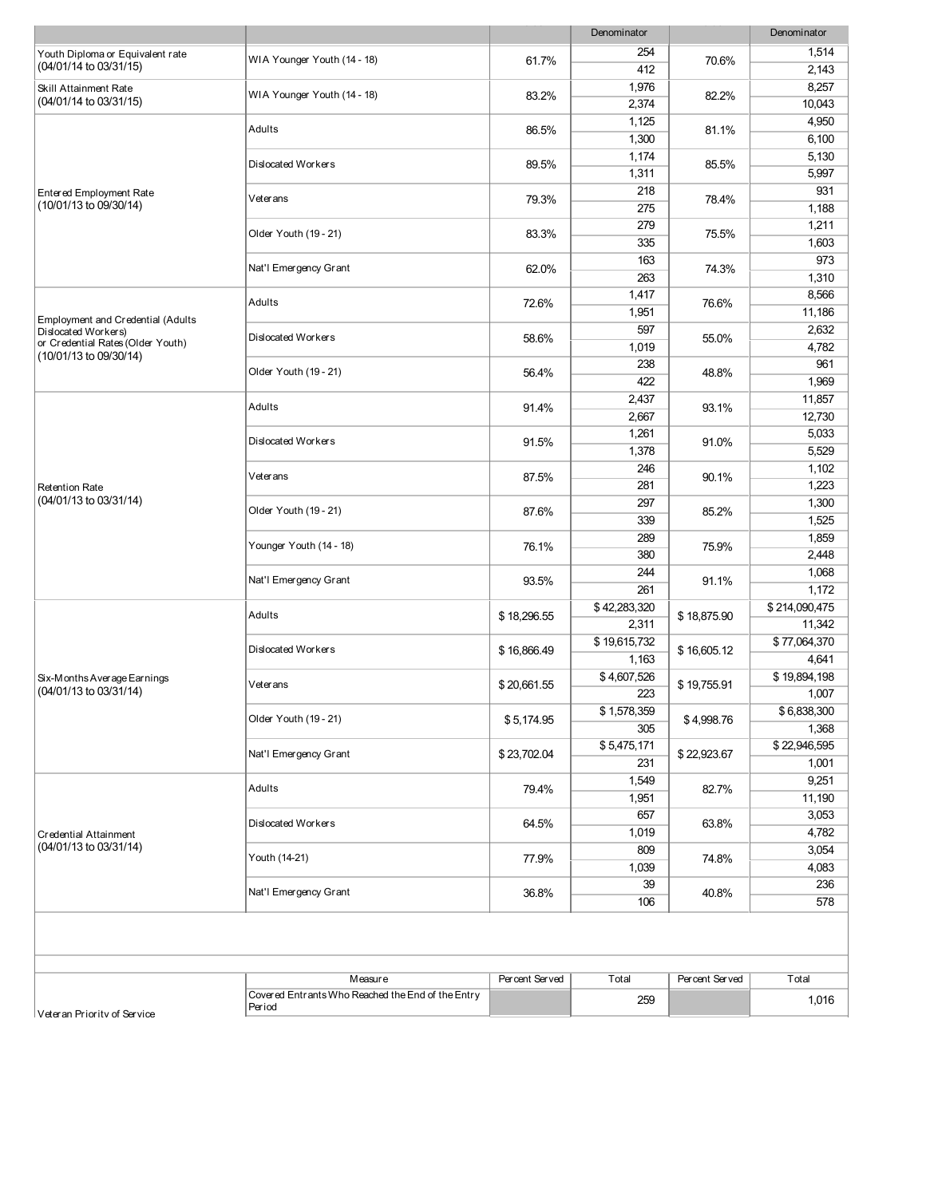| | | | Denominator | | Denominator |
|---|---|---|---|---|---|
| Youth Diploma or Equivalent rate (04/01/14 to 03/31/15) | WIA Younger Youth (14 - 18) | 61.7% | 254 | 70.6% | 1,514 |
| | | | 412 | | 2,143 |
| Skill Attainment Rate (04/01/14 to 03/31/15) | WIA Younger Youth (14 - 18) | 83.2% | 1,976 | 82.2% | 8,257 |
| | | | 2,374 | | 10,043 |
| Entered Employment Rate (10/01/13 to 09/30/14) | Adults | 86.5% | 1,125 | 81.1% | 4,950 |
| | | | 1,300 | | 6,100 |
| | Dislocated Workers | 89.5% | 1,174 | 85.5% | 5,130 |
| | | | 1,311 | | 5,997 |
| | Veterans | 79.3% | 218 | 78.4% | 931 |
| | | | 275 | | 1,188 |
| | Older Youth (19 - 21) | 83.3% | 279 | 75.5% | 1,211 |
| | | | 335 | | 1,603 |
| | Nat'l Emergency Grant | 62.0% | 163 | 74.3% | 973 |
| | | | 263 | | 1,310 |
| Employment and Credential (Adults Dislocated Workers) or Credential Rates (Older Youth) (10/01/13 to 09/30/14) | Adults | 72.6% | 1,417 | 76.6% | 8,566 |
| | | | 1,951 | | 11,186 |
| | Dislocated Workers | 58.6% | 597 | 55.0% | 2,632 |
| | | | 1,019 | | 4,782 |
| | Older Youth (19 - 21) | 56.4% | 238 | 48.8% | 961 |
| | | | 422 | | 1,969 |
| Retention Rate (04/01/13 to 03/31/14) | Adults | 91.4% | 2,437 | 93.1% | 11,857 |
| | | | 2,667 | | 12,730 |
| | Dislocated Workers | 91.5% | 1,261 | 91.0% | 5,033 |
| | | | 1,378 | | 5,529 |
| | Veterans | 87.5% | 246 | 90.1% | 1,102 |
| | | | 281 | | 1,223 |
| | Older Youth (19 - 21) | 87.6% | 297 | 85.2% | 1,300 |
| | | | 339 | | 1,525 |
| | Younger Youth (14 - 18) | 76.1% | 289 | 75.9% | 1,859 |
| | | | 380 | | 2,448 |
| | Nat'l Emergency Grant | 93.5% | 244 | 91.1% | 1,068 |
| | | | 261 | | 1,172 |
| Six-Months Average Earnings (04/01/13 to 03/31/14) | Adults | $ 18,296.55 | $ 42,283,320 | $ 18,875.90 | $ 214,090,475 |
| | | | 2,311 | | 11,342 |
| | Dislocated Workers | $ 16,866.49 | $ 19,615,732 | $ 16,605.12 | $ 77,064,370 |
| | | | 1,163 | | 4,641 |
| | Veterans | $ 20,661.55 | $ 4,607,526 | $ 19,755.91 | $ 19,894,198 |
| | | | 223 | | 1,007 |
| | Older Youth (19 - 21) | $ 5,174.95 | $ 1,578,359 | $ 4,998.76 | $ 6,838,300 |
| | | | 305 | | 1,368 |
| | Nat'l Emergency Grant | $ 23,702.04 | $ 5,475,171 | $ 22,923.67 | $ 22,946,595 |
| | | | 231 | | 1,001 |
| Credential Attainment (04/01/13 to 03/31/14) | Adults | 79.4% | 1,549 | 82.7% | 9,251 |
| | | | 1,951 | | 11,190 |
| | Dislocated Workers | 64.5% | 657 | 63.8% | 3,053 |
| | | | 1,019 | | 4,782 |
| | Youth (14-21) | 77.9% | 809 | 74.8% | 3,054 |
| | | | 1,039 | | 4,083 |
| | Nat'l Emergency Grant | 36.8% | 39 | 40.8% | 236 |
| | | | 106 | | 578 |

| | Measure | Percent Served | Total | Percent Served | Total |
|---|---|---|---|---|---|
| Veteran Priority of Service | Covered Entrants Who Reached the End of the Entry Period | | 259 | | 1,016 |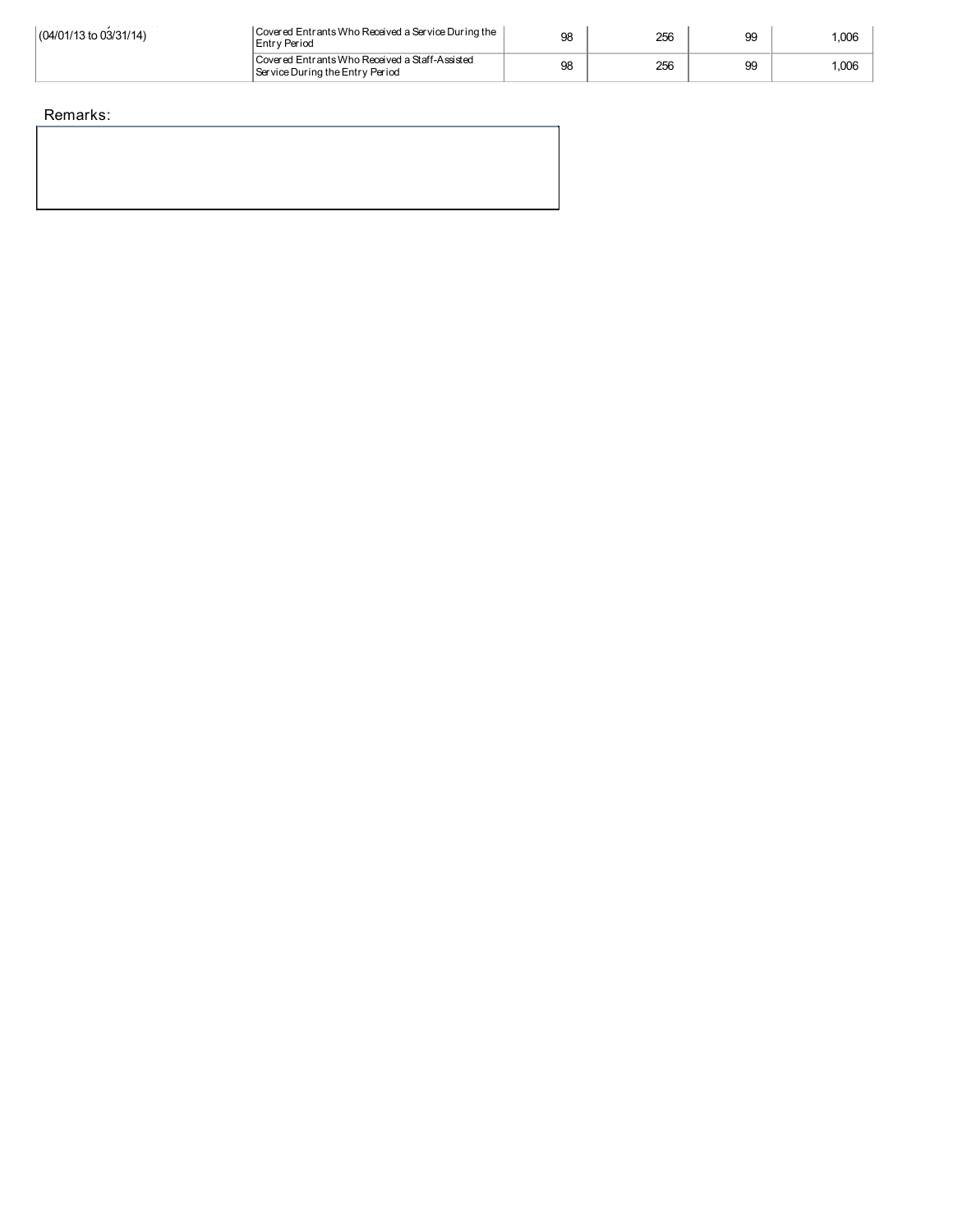| | | | | | |
|---|---|---|---|---|---|
| (04/01/13 to 03/31/14) | Covered Entrants Who Received a Service During the Entry Period | 98 | 256 | 99 | 1,006 |
| | Covered Entrants Who Received a Staff-Assisted Service During the Entry Period | 98 | 256 | 99 | 1,006 |

Remarks: